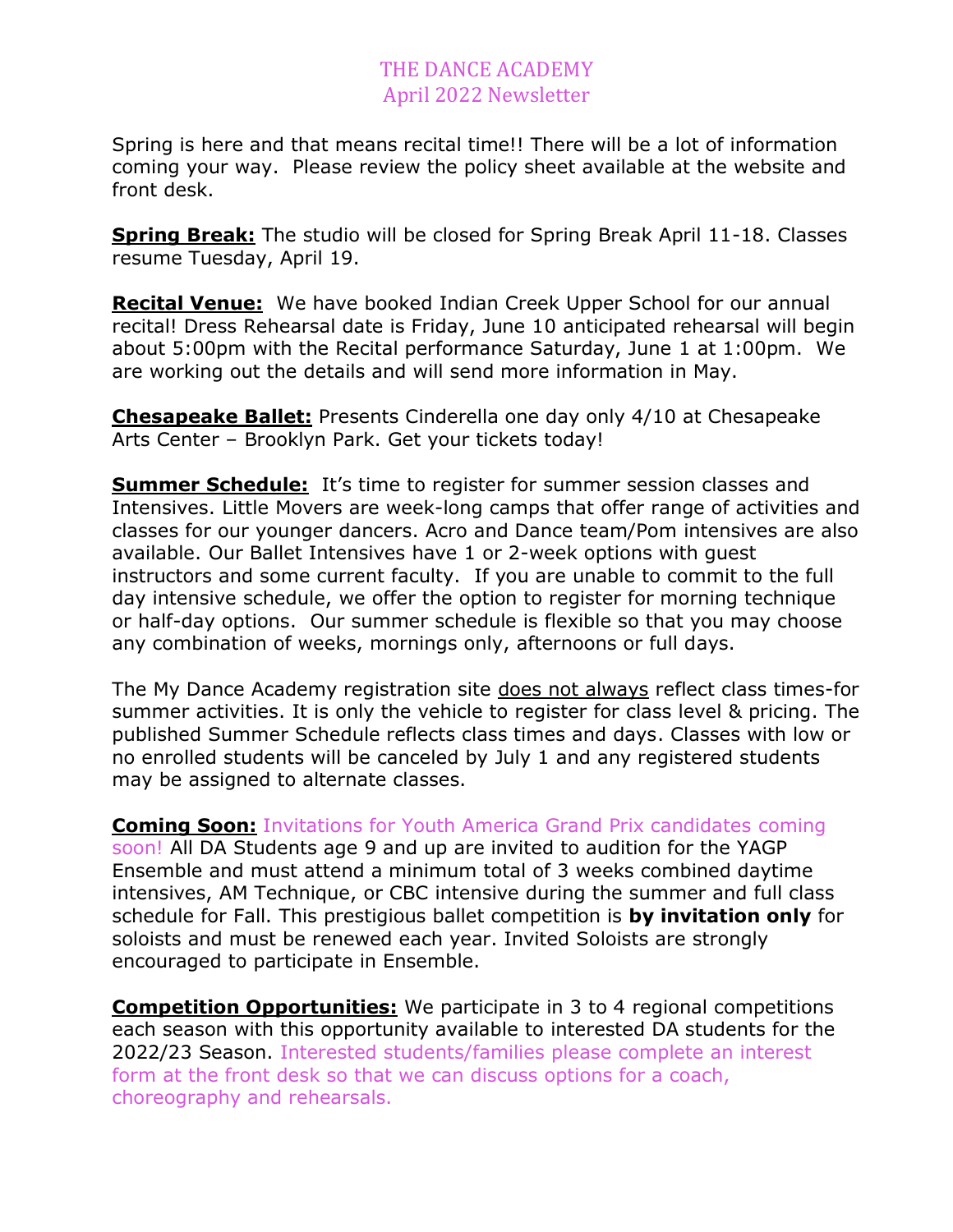# THE DANCE ACADEMY
## April 2022 Newsletter

Spring is here and that means recital time!! There will be a lot of information coming your way. Please review the policy sheet available at the website and front desk.

**Spring Break:** The studio will be closed for Spring Break April 11-18. Classes resume Tuesday, April 19.

**Recital Venue:** We have booked Indian Creek Upper School for our annual recital! Dress Rehearsal date is Friday, June 10 anticipated rehearsal will begin about 5:00pm with the Recital performance Saturday, June 1 at 1:00pm. We are working out the details and will send more information in May.

**Chesapeake Ballet:** Presents Cinderella one day only 4/10 at Chesapeake Arts Center – Brooklyn Park. Get your tickets today!

**Summer Schedule:** It's time to register for summer session classes and Intensives. Little Movers are week-long camps that offer range of activities and classes for our younger dancers. Acro and Dance team/Pom intensives are also available. Our Ballet Intensives have 1 or 2-week options with guest instructors and some current faculty. If you are unable to commit to the full day intensive schedule, we offer the option to register for morning technique or half-day options. Our summer schedule is flexible so that you may choose any combination of weeks, mornings only, afternoons or full days.

The My Dance Academy registration site does not always reflect class times-for summer activities. It is only the vehicle to register for class level & pricing. The published Summer Schedule reflects class times and days. Classes with low or no enrolled students will be canceled by July 1 and any registered students may be assigned to alternate classes.

**Coming Soon:** Invitations for Youth America Grand Prix candidates coming soon! All DA Students age 9 and up are invited to audition for the YAGP Ensemble and must attend a minimum total of 3 weeks combined daytime intensives, AM Technique, or CBC intensive during the summer and full class schedule for Fall. This prestigious ballet competition is **by invitation only** for soloists and must be renewed each year. Invited Soloists are strongly encouraged to participate in Ensemble.

**Competition Opportunities:** We participate in 3 to 4 regional competitions each season with this opportunity available to interested DA students for the 2022/23 Season. Interested students/families please complete an interest form at the front desk so that we can discuss options for a coach, choreography and rehearsals.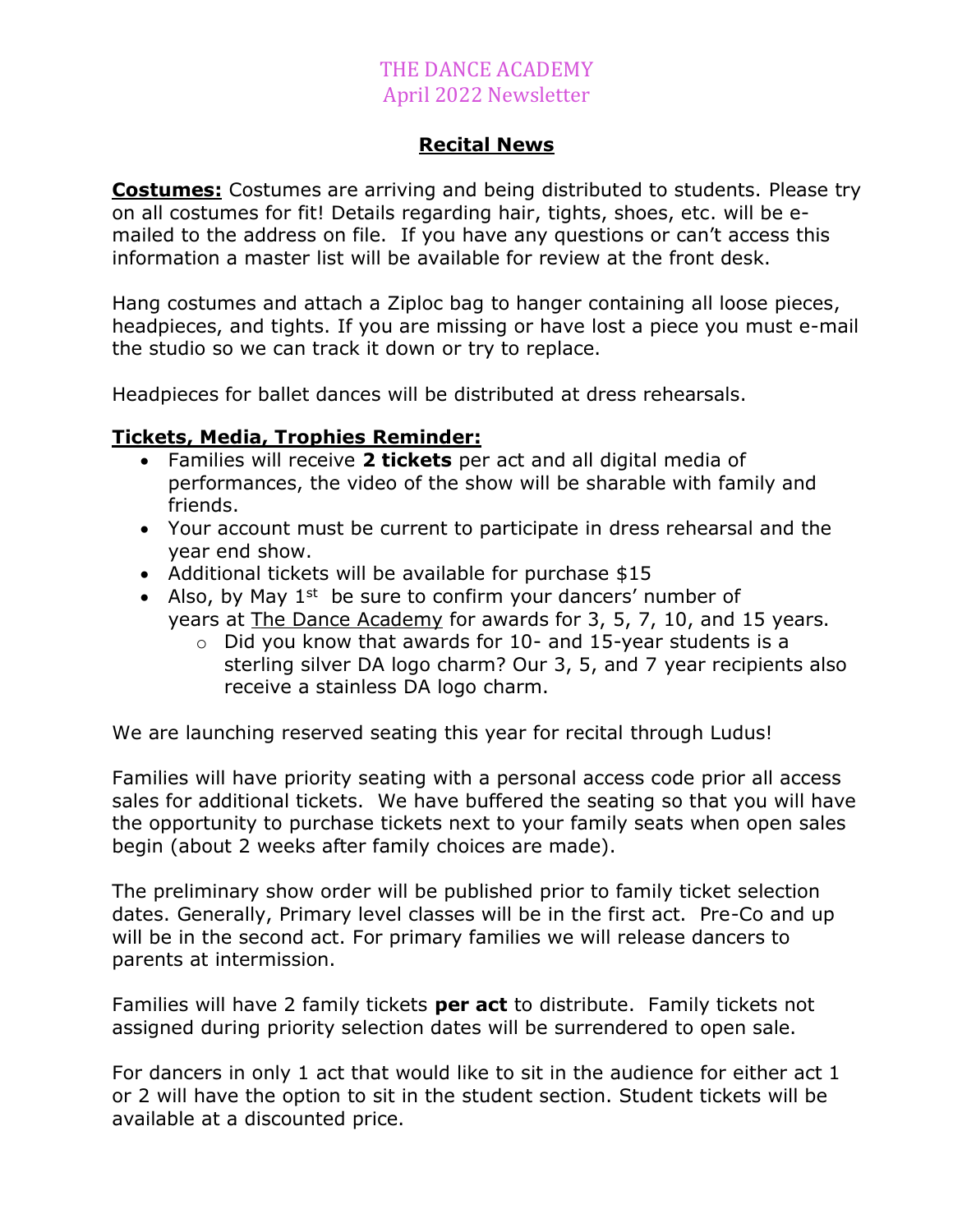# THE DANCE ACADEMY
## April 2022 Newsletter

## Recital News

**Costumes:** Costumes are arriving and being distributed to students. Please try on all costumes for fit! Details regarding hair, tights, shoes, etc. will be e-mailed to the address on file. If you have any questions or can't access this information a master list will be available for review at the front desk.

Hang costumes and attach a Ziploc bag to hanger containing all loose pieces, headpieces, and tights. If you are missing or have lost a piece you must e-mail the studio so we can track it down or try to replace.

Headpieces for ballet dances will be distributed at dress rehearsals.

**Tickets, Media, Trophies Reminder:**

- Families will receive **2 tickets** per act and all digital media of performances, the video of the show will be sharable with family and friends.
- Your account must be current to participate in dress rehearsal and the year end show.
- Additional tickets will be available for purchase $15
- Also, by May 1st be sure to confirm your dancers' number of years at The Dance Academy for awards for 3, 5, 7, 10, and 15 years.
  - Did you know that awards for 10- and 15-year students is a sterling silver DA logo charm? Our 3, 5, and 7 year recipients also receive a stainless DA logo charm.

We are launching reserved seating this year for recital through Ludus!

Families will have priority seating with a personal access code prior all access sales for additional tickets. We have buffered the seating so that you will have the opportunity to purchase tickets next to your family seats when open sales begin (about 2 weeks after family choices are made).

The preliminary show order will be published prior to family ticket selection dates. Generally, Primary level classes will be in the first act. Pre-Co and up will be in the second act. For primary families we will release dancers to parents at intermission.

Families will have 2 family tickets **per act** to distribute. Family tickets not assigned during priority selection dates will be surrendered to open sale.

For dancers in only 1 act that would like to sit in the audience for either act 1 or 2 will have the option to sit in the student section. Student tickets will be available at a discounted price.